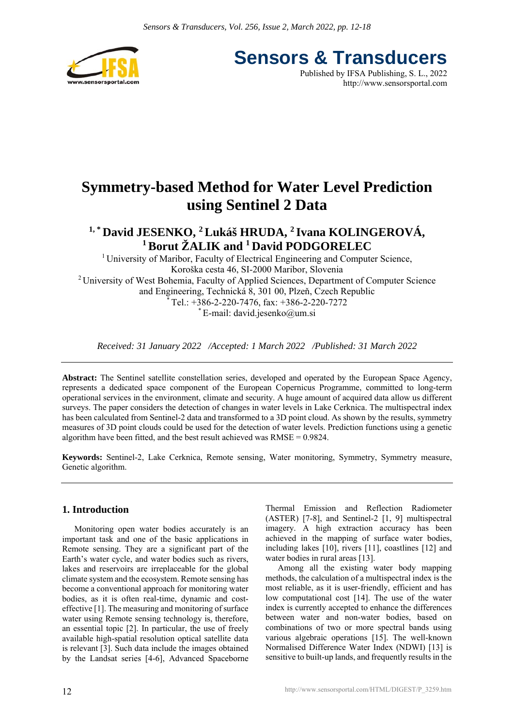# Symmetry-based Method for Water Level Prediction using Sentinel 2 Data

**[1,*] David JESENKO, [2] Lukáš HRUDA, [2] Ivana KOLINGEROVÁ, [1] Borut ŽALIK and [1] David PODGORELEC**

[1] University of Maribor, Faculty of Electrical Engineering and Computer Science, Koroška cesta 46, SI-2000 Maribor, Slovenia
[2] University of West Bohemia, Faculty of Applied Sciences, Department of Computer Science and Engineering, Technická 8, 301 00, Plzeň, Czech Republic
[*] Tel.: +386-2-220-7476, fax: +386-2-220-7272
[*] E-mail: david.jesenko@um.si

*Received: 31 January 2022 /Accepted: 1 March 2022 /Published: 31 March 2022*

---

**Abstract:** The Sentinel satellite constellation series, developed and operated by the European Space Agency, represents a dedicated space component of the European Copernicus Programme, committed to long-term operational services in the environment, climate and security. A huge amount of acquired data allow us different surveys. The paper considers the detection of changes in water levels in Lake Cerknica. The multispectral index has been calculated from Sentinel-2 data and transformed to a 3D point cloud. As shown by the results, symmetry measures of 3D point clouds could be used for the detection of water levels. Prediction functions using a genetic algorithm have been fitted, and the best result achieved was RMSE = 0.9824.

**Keywords:** Sentinel-2, Lake Cerknica, Remote sensing, Water monitoring, Symmetry, Symmetry measure, Genetic algorithm.

---

## 1. Introduction

Monitoring open water bodies accurately is an important task and one of the basic applications in Remote sensing. They are a significant part of the Earth's water cycle, and water bodies such as rivers, lakes and reservoirs are irreplaceable for the global climate system and the ecosystem. Remote sensing has become a conventional approach for monitoring water bodies, as it is often real-time, dynamic and cost-effective [1]. The measuring and monitoring of surface water using Remote sensing technology is, therefore, an essential topic [2]. In particular, the use of freely available high-spatial resolution optical satellite data is relevant [3]. Such data include the images obtained by the Landsat series [4-6], Advanced Spaceborne Thermal Emission and Reflection Radiometer (ASTER) [7-8], and Sentinel-2 [1, 9] multispectral imagery. A high extraction accuracy has been achieved in the mapping of surface water bodies, including lakes [10], rivers [11], coastlines [12] and water bodies in rural areas [13].

Among all the existing water body mapping methods, the calculation of a multispectral index is the most reliable, as it is user-friendly, efficient and has low computational cost [14]. The use of the water index is currently accepted to enhance the differences between water and non-water bodies, based on combinations of two or more spectral bands using various algebraic operations [15]. The well-known Normalised Difference Water Index (NDWI) [13] is sensitive to built-up lands, and frequently results in the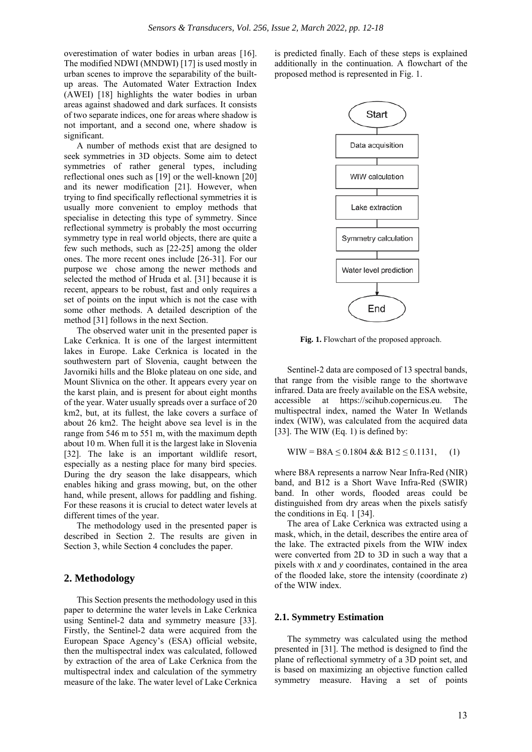overestimation of water bodies in urban areas [16]. The modified NDWI (MNDWI) [17] is used mostly in urban scenes to improve the separability of the built-up areas. The Automated Water Extraction Index (AWEI) [18] highlights the water bodies in urban areas against shadowed and dark surfaces. It consists of two separate indices, one for areas where shadow is not important, and a second one, where shadow is significant.

A number of methods exist that are designed to seek symmetries in 3D objects. Some aim to detect symmetries of rather general types, including reflectional ones such as [19] or the well-known [20] and its newer modification [21]. However, when trying to find specifically reflectional symmetries it is usually more convenient to employ methods that specialise in detecting this type of symmetry. Since reflectional symmetry is probably the most occurring symmetry type in real world objects, there are quite a few such methods, such as [22-25] among the older ones. The more recent ones include [26-31]. For our purpose we chose among the newer methods and selected the method of Hruda et al. [31] because it is recent, appears to be robust, fast and only requires a set of points on the input which is not the case with some other methods. A detailed description of the method [31] follows in the next Section.

The observed water unit in the presented paper is Lake Cerknica. It is one of the largest intermittent lakes in Europe. Lake Cerknica is located in the southwestern part of Slovenia, caught between the Javorniki hills and the Bloke plateau on one side, and Mount Slivnica on the other. It appears every year on the karst plain, and is present for about eight months of the year. Water usually spreads over a surface of 20 km2, but, at its fullest, the lake covers a surface of about 26 km2. The height above sea level is in the range from 546 m to 551 m, with the maximum depth about 10 m. When full it is the largest lake in Slovenia [32]. The lake is an important wildlife resort, especially as a nesting place for many bird species. During the dry season the lake disappears, which enables hiking and grass mowing, but, on the other hand, while present, allows for paddling and fishing. For these reasons it is crucial to detect water levels at different times of the year.

The methodology used in the presented paper is described in Section 2. The results are given in Section 3, while Section 4 concludes the paper.

## 2. Methodology

This Section presents the methodology used in this paper to determine the water levels in Lake Cerknica using Sentinel-2 data and symmetry measure [33]. Firstly, the Sentinel-2 data were acquired from the European Space Agency's (ESA) official website, then the multispectral index was calculated, followed by extraction of the area of Lake Cerknica from the multispectral index and calculation of the symmetry measure of the lake. The water level of Lake Cerknica is predicted finally. Each of these steps is explained additionally in the continuation. A flowchart of the proposed method is represented in Fig. 1.

Start → Data acquisition → WIW calculation → Lake extraction → Symmetry calculation → Water level prediction → End

**Fig. 1.** Flowchart of the proposed approach.

Sentinel-2 data are composed of 13 spectral bands, that range from the visible range to the shortwave infrared. Data are freely available on the ESA website, accessible at https://scihub.copernicus.eu. The multispectral index, named the Water In Wetlands index (WIW), was calculated from the acquired data [33]. The WIW (Eq. 1) is defined by:

$$\text{WIW} = \text{B8A} \leq 0.1804 \ \&\& \ \text{B12} \leq 0.1131, \quad (1)$$

where B8A represents a narrow Near Infra-Red (NIR) band, and B12 is a Short Wave Infra-Red (SWIR) band. In other words, flooded areas could be distinguished from dry areas when the pixels satisfy the conditions in Eq. 1 [34].

The area of Lake Cerknica was extracted using a mask, which, in the detail, describes the entire area of the lake. The extracted pixels from the WIW index were converted from 2D to 3D in such a way that a pixels with $x$ and $y$ coordinates, contained in the area of the flooded lake, store the intensity (coordinate $z$) of the WIW index.

### 2.1. Symmetry Estimation

The symmetry was calculated using the method presented in [31]. The method is designed to find the plane of reflectional symmetry of a 3D point set, and is based on maximizing an objective function called symmetry measure. Having a set of points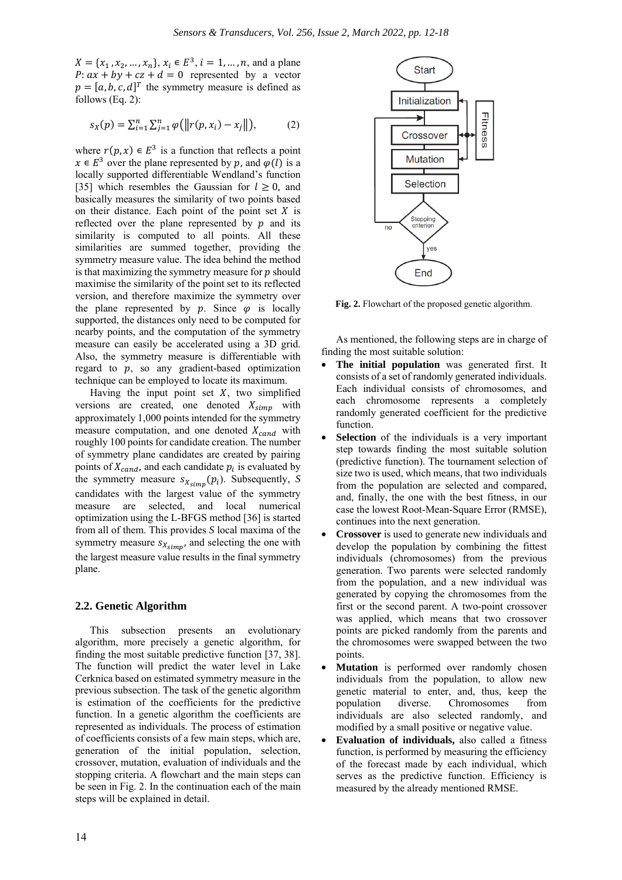$X = \{x_1, x_2, \dots, x_n\}$, $x_i \in E^3$, $i = 1, \dots, n$, and a plane $P: ax + by + cz + d = 0$ represented by a vector $p = [a, b, c, d]^T$ the symmetry measure is defined as follows (Eq. 2):

$$s_X(p) = \sum_{i=1}^{n} \sum_{j=1}^{n} \varphi\left(\left\| r(p, x_i) - x_j \right\|\right), \tag{2}$$

where $r(p, x) \in E^3$ is a function that reflects a point $x \in E^3$ over the plane represented by $p$, and $\varphi(l)$ is a locally supported differentiable Wendland's function [35] which resembles the Gaussian for $l \geq 0$, and basically measures the similarity of two points based on their distance. Each point of the point set $X$ is reflected over the plane represented by $p$ and its similarity is computed to all points. All these similarities are summed together, providing the symmetry measure value. The idea behind the method is that maximizing the symmetry measure for $p$ should maximise the similarity of the point set to its reflected version, and therefore maximize the symmetry over the plane represented by $p$. Since $\varphi$ is locally supported, the distances only need to be computed for nearby points, and the computation of the symmetry measure can easily be accelerated using a 3D grid. Also, the symmetry measure is differentiable with regard to $p$, so any gradient-based optimization technique can be employed to locate its maximum.

Having the input point set $X$, two simplified versions are created, one denoted $X_{simp}$ with approximately 1,000 points intended for the symmetry measure computation, and one denoted $X_{cand}$ with roughly 100 points for candidate creation. The number of symmetry plane candidates are created by pairing points of $X_{cand}$, and each candidate $p_i$ is evaluated by the symmetry measure $s_{X_{simp}}(p_i)$. Subsequently, $S$ candidates with the largest value of the symmetry measure are selected, and local numerical optimization using the L-BFGS method [36] is started from all of them. This provides $S$ local maxima of the symmetry measure $s_{X_{simp}}$, and selecting the one with the largest measure value results in the final symmetry plane.

## 2.2. Genetic Algorithm

This subsection presents an evolutionary algorithm, more precisely a genetic algorithm, for finding the most suitable predictive function [37, 38]. The function will predict the water level in Lake Cerknica based on estimated symmetry measure in the previous subsection. The task of the genetic algorithm is estimation of the coefficients for the predictive function. In a genetic algorithm the coefficients are represented as individuals. The process of estimation of coefficients consists of a few main steps, which are, generation of the initial population, selection, crossover, mutation, evaluation of individuals and the stopping criteria. A flowchart and the main steps can be seen in Fig. 2. In the continuation each of the main steps will be explained in detail.

**Fig. 2.** Flowchart of the proposed genetic algorithm.

As mentioned, the following steps are in charge of finding the most suitable solution:

- **The initial population** was generated first. It consists of a set of randomly generated individuals. Each individual consists of chromosomes, and each chromosome represents a completely randomly generated coefficient for the predictive function.
- **Selection** of the individuals is a very important step towards finding the most suitable solution (predictive function). The tournament selection of size two is used, which means, that two individuals from the population are selected and compared, and, finally, the one with the best fitness, in our case the lowest Root-Mean-Square Error (RMSE), continues into the next generation.
- **Crossover** is used to generate new individuals and develop the population by combining the fittest individuals (chromosomes) from the previous generation. Two parents were selected randomly from the population, and a new individual was generated by copying the chromosomes from the first or the second parent. A two-point crossover was applied, which means that two crossover points are picked randomly from the parents and the chromosomes were swapped between the two points.
- **Mutation** is performed over randomly chosen individuals from the population, to allow new genetic material to enter, and, thus, keep the population diverse. Chromosomes from individuals are also selected randomly, and modified by a small positive or negative value.
- **Evaluation of individuals,** also called a fitness function, is performed by measuring the efficiency of the forecast made by each individual, which serves as the predictive function. Efficiency is measured by the already mentioned RMSE.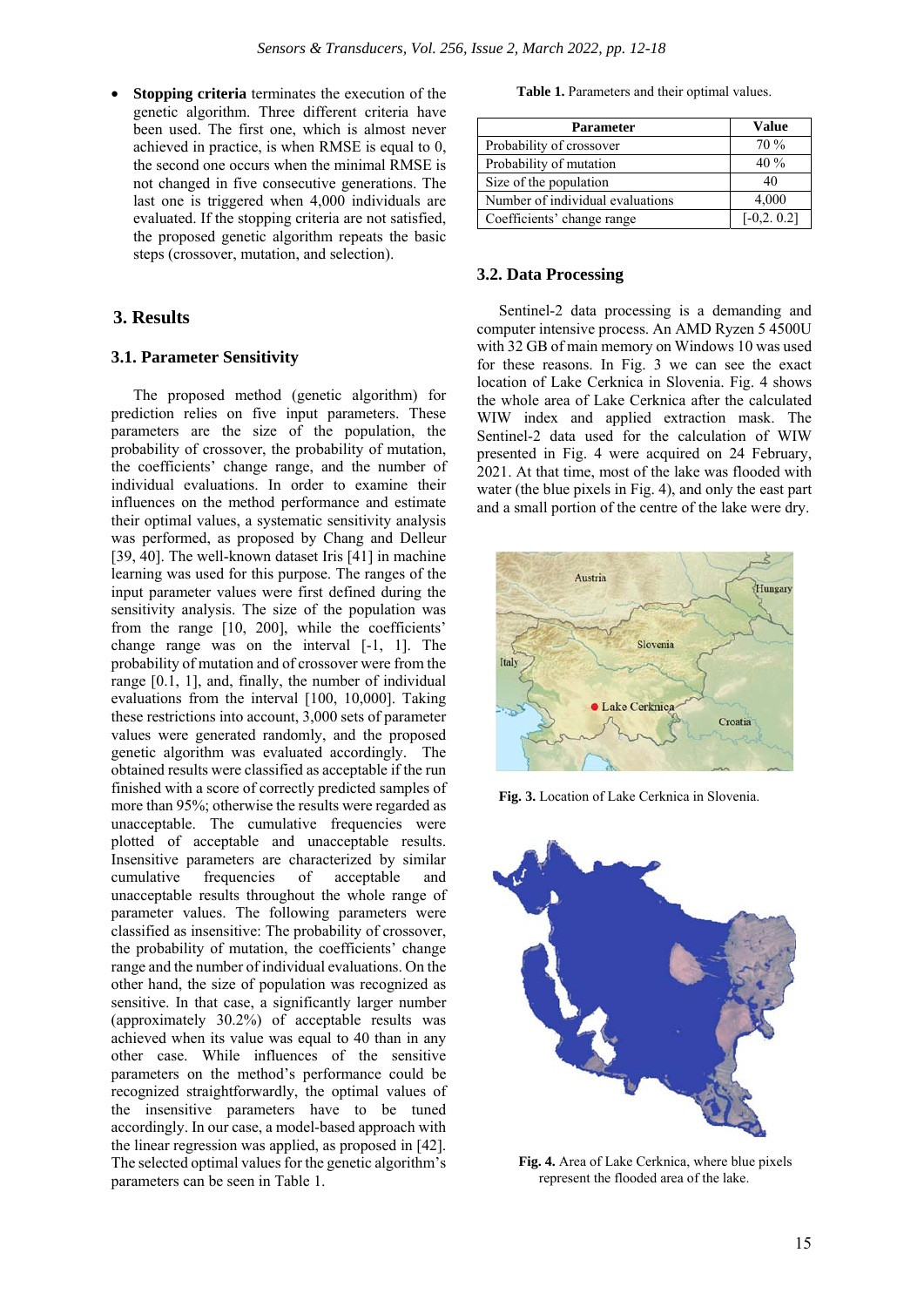- **Stopping criteria** terminates the execution of the genetic algorithm. Three different criteria have been used. The first one, which is almost never achieved in practice, is when RMSE is equal to 0, the second one occurs when the minimal RMSE is not changed in five consecutive generations. The last one is triggered when 4,000 individuals are evaluated. If the stopping criteria are not satisfied, the proposed genetic algorithm repeats the basic steps (crossover, mutation, and selection).

## 3. Results

### 3.1. Parameter Sensitivity

The proposed method (genetic algorithm) for prediction relies on five input parameters. These parameters are the size of the population, the probability of crossover, the probability of mutation, the coefficients' change range, and the number of individual evaluations. In order to examine their influences on the method performance and estimate their optimal values, a systematic sensitivity analysis was performed, as proposed by Chang and Delleur [39, 40]. The well-known dataset Iris [41] in machine learning was used for this purpose. The ranges of the input parameter values were first defined during the sensitivity analysis. The size of the population was from the range [10, 200], while the coefficients' change range was on the interval [-1, 1]. The probability of mutation and of crossover were from the range [0.1, 1], and, finally, the number of individual evaluations from the interval [100, 10,000]. Taking these restrictions into account, 3,000 sets of parameter values were generated randomly, and the proposed genetic algorithm was evaluated accordingly. The obtained results were classified as acceptable if the run finished with a score of correctly predicted samples of more than 95%; otherwise the results were regarded as unacceptable. The cumulative frequencies were plotted of acceptable and unacceptable results. Insensitive parameters are characterized by similar cumulative frequencies of acceptable and unacceptable results throughout the whole range of parameter values. The following parameters were classified as insensitive: The probability of crossover, the probability of mutation, the coefficients' change range and the number of individual evaluations. On the other hand, the size of population was recognized as sensitive. In that case, a significantly larger number (approximately 30.2%) of acceptable results was achieved when its value was equal to 40 than in any other case. While influences of the sensitive parameters on the method's performance could be recognized straightforwardly, the optimal values of the insensitive parameters have to be tuned accordingly. In our case, a model-based approach with the linear regression was applied, as proposed in [42]. The selected optimal values for the genetic algorithm's parameters can be seen in Table 1.

**Table 1.** Parameters and their optimal values.

| Parameter | Value |
| --- | --- |
| Probability of crossover | 70 % |
| Probability of mutation | 40 % |
| Size of the population | 40 |
| Number of individual evaluations | 4,000 |
| Coefficients' change range | [-0,2. 0.2] |

### 3.2. Data Processing

Sentinel-2 data processing is a demanding and computer intensive process. An AMD Ryzen 5 4500U with 32 GB of main memory on Windows 10 was used for these reasons. In Fig. 3 we can see the exact location of Lake Cerknica in Slovenia. Fig. 4 shows the whole area of Lake Cerknica after the calculated WIW index and applied extraction mask. The Sentinel-2 data used for the calculation of WIW presented in Fig. 4 were acquired on 24 February, 2021. At that time, most of the lake was flooded with water (the blue pixels in Fig. 4), and only the east part and a small portion of the centre of the lake were dry.

**Fig. 3.** Location of Lake Cerknica in Slovenia.

**Fig. 4.** Area of Lake Cerknica, where blue pixels represent the flooded area of the lake.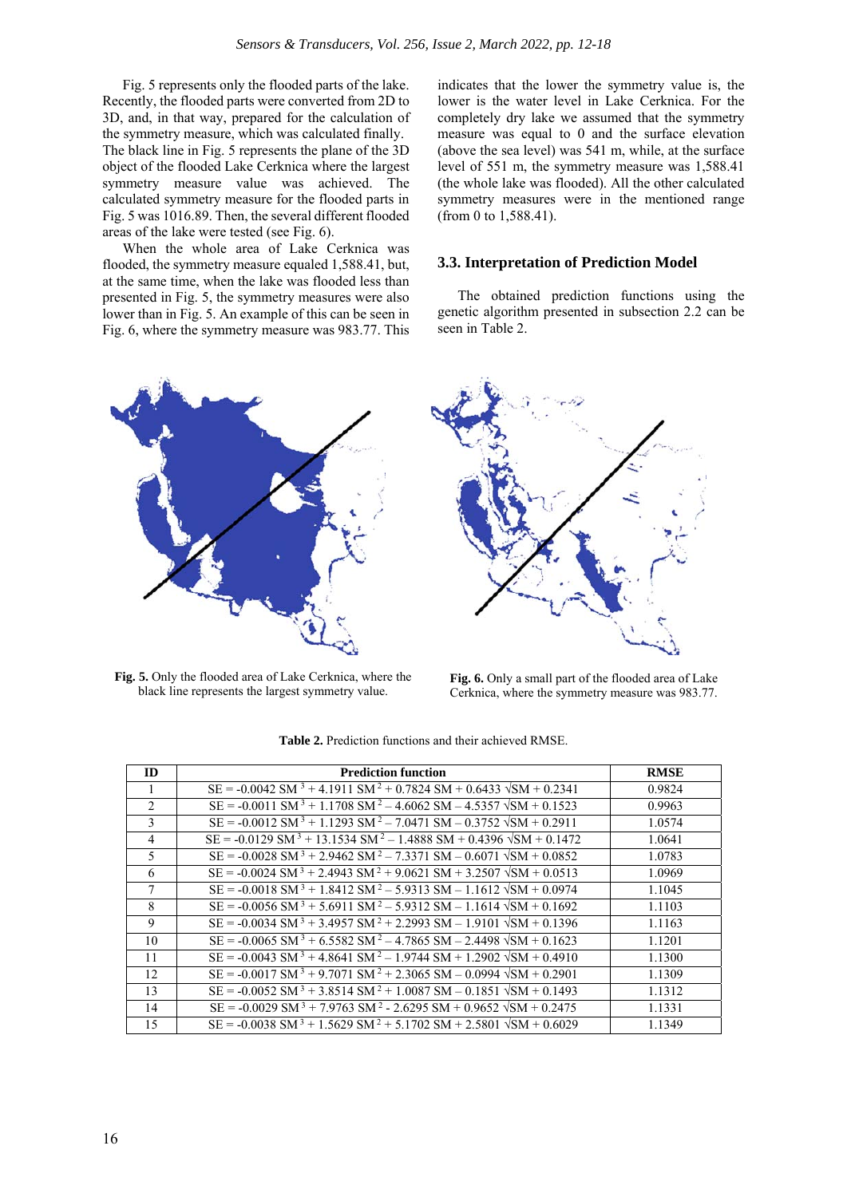Fig. 5 represents only the flooded parts of the lake. Recently, the flooded parts were converted from 2D to 3D, and, in that way, prepared for the calculation of the symmetry measure, which was calculated finally. The black line in Fig. 5 represents the plane of the 3D object of the flooded Lake Cerknica where the largest symmetry measure value was achieved. The calculated symmetry measure for the flooded parts in Fig. 5 was 1016.89. Then, the several different flooded areas of the lake were tested (see Fig. 6).

When the whole area of Lake Cerknica was flooded, the symmetry measure equaled 1,588.41, but, at the same time, when the lake was flooded less than presented in Fig. 5, the symmetry measures were also lower than in Fig. 5. An example of this can be seen in Fig. 6, where the symmetry measure was 983.77. This indicates that the lower the symmetry value is, the lower is the water level in Lake Cerknica. For the completely dry lake we assumed that the symmetry measure was equal to 0 and the surface elevation (above the sea level) was 541 m, while, at the surface level of 551 m, the symmetry measure was 1,588.41 (the whole lake was flooded). All the other calculated symmetry measures were in the mentioned range (from 0 to 1,588.41).

### 3.3. Interpretation of Prediction Model

The obtained prediction functions using the genetic algorithm presented in subsection 2.2 can be seen in Table 2.

**Fig. 5.** Only the flooded area of Lake Cerknica, where the black line represents the largest symmetry value.

**Fig. 6.** Only a small part of the flooded area of Lake Cerknica, where the symmetry measure was 983.77.

**Table 2.** Prediction functions and their achieved RMSE.

| ID | Prediction function | RMSE |
|---|---|---|
| 1 | $SE = -0.0042\ SM^3 + 4.1911\ SM^2 + 0.7824\ SM + 0.6433\ \sqrt{SM} + 0.2341$ | 0.9824 |
| 2 | $SE = -0.0011\ SM^3 + 1.1708\ SM^2 - 4.6062\ SM - 4.5357\ \sqrt{SM} + 0.1523$ | 0.9963 |
| 3 | $SE = -0.0012\ SM^3 + 1.1293\ SM^2 - 7.0471\ SM - 0.3752\ \sqrt{SM} + 0.2911$ | 1.0574 |
| 4 | $SE = -0.0129\ SM^3 + 13.1534\ SM^2 - 1.4888\ SM + 0.4396\ \sqrt{SM} + 0.1472$ | 1.0641 |
| 5 | $SE = -0.0028\ SM^3 + 2.9462\ SM^2 - 7.3371\ SM - 0.6071\ \sqrt{SM} + 0.0852$ | 1.0783 |
| 6 | $SE = -0.0024\ SM^3 + 2.4943\ SM^2 + 9.0621\ SM + 3.2507\ \sqrt{SM} + 0.0513$ | 1.0969 |
| 7 | $SE = -0.0018\ SM^3 + 1.8412\ SM^2 - 5.9313\ SM - 1.1612\ \sqrt{SM} + 0.0974$ | 1.1045 |
| 8 | $SE = -0.0056\ SM^3 + 5.6911\ SM^2 - 5.9312\ SM - 1.1614\ \sqrt{SM} + 0.1692$ | 1.1103 |
| 9 | $SE = -0.0034\ SM^3 + 3.4957\ SM^2 + 2.2993\ SM - 1.9101\ \sqrt{SM} + 0.1396$ | 1.1163 |
| 10 | $SE = -0.0065\ SM^3 + 6.5582\ SM^2 - 4.7865\ SM - 2.4498\ \sqrt{SM} + 0.1623$ | 1.1201 |
| 11 | $SE = -0.0043\ SM^3 + 4.8641\ SM^2 - 1.9744\ SM + 1.2902\ \sqrt{SM} + 0.4910$ | 1.1300 |
| 12 | $SE = -0.0017\ SM^3 + 9.7071\ SM^2 + 2.3065\ SM - 0.0994\ \sqrt{SM} + 0.2901$ | 1.1309 |
| 13 | $SE = -0.0052\ SM^3 + 3.8514\ SM^2 + 1.0087\ SM - 0.1851\ \sqrt{SM} + 0.1493$ | 1.1312 |
| 14 | $SE = -0.0029\ SM^3 + 7.9763\ SM^2 - 2.6295\ SM + 0.9652\ \sqrt{SM} + 0.2475$ | 1.1331 |
| 15 | $SE = -0.0038\ SM^3 + 1.5629\ SM^2 + 5.1702\ SM + 2.5801\ \sqrt{SM} + 0.6029$ | 1.1349 |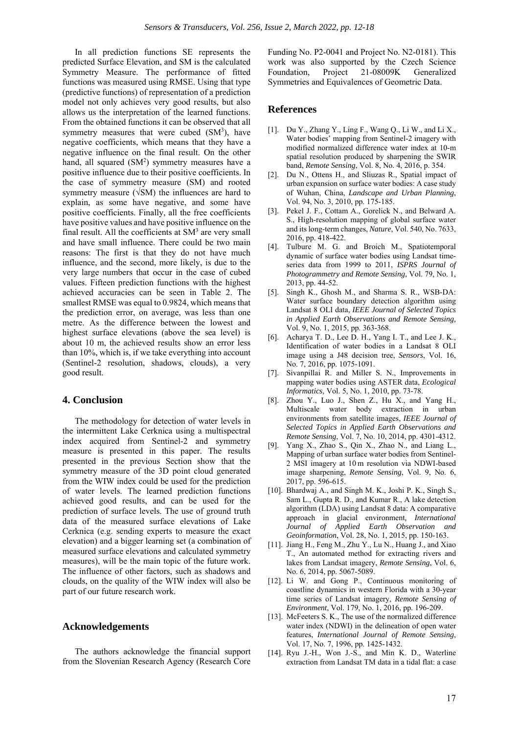In all prediction functions SE represents the predicted Surface Elevation, and SM is the calculated Symmetry Measure. The performance of fitted functions was measured using RMSE. Using that type (predictive functions) of representation of a prediction model not only achieves very good results, but also allows us the interpretation of the learned functions. From the obtained functions it can be observed that all symmetry measures that were cubed ($SM^3$), have negative coefficients, which means that they have a negative influence on the final result. On the other hand, all squared ($SM^2$) symmetry measures have a positive influence due to their positive coefficients. In the case of symmetry measure (SM) and rooted symmetry measure ($\sqrt{SM}$) the influences are hard to explain, as some have negative, and some have positive coefficients. Finally, all the free coefficients have positive values and have positive influence on the final result. All the coefficients at $SM^3$ are very small and have small influence. There could be two main reasons: The first is that they do not have much influence, and the second, more likely, is due to the very large numbers that occur in the case of cubed values. Fifteen prediction functions with the highest achieved accuracies can be seen in Table 2. The smallest RMSE was equal to 0.9824, which means that the prediction error, on average, was less than one metre. As the difference between the lowest and highest surface elevations (above the sea level) is about 10 m, the achieved results show an error less than 10%, which is, if we take everything into account (Sentinel-2 resolution, shadows, clouds), a very good result.

## 4. Conclusion

The methodology for detection of water levels in the intermittent Lake Cerknica using a multispectral index acquired from Sentinel-2 and symmetry measure is presented in this paper. The results presented in the previous Section show that the symmetry measure of the 3D point cloud generated from the WIW index could be used for the prediction of water levels. The learned prediction functions achieved good results, and can be used for the prediction of surface levels. The use of ground truth data of the measured surface elevations of Lake Cerknica (e.g. sending experts to measure the exact elevation) and a bigger learning set (a combination of measured surface elevations and calculated symmetry measures), will be the main topic of the future work. The influence of other factors, such as shadows and clouds, on the quality of the WIW index will also be part of our future research work.

## Acknowledgements

The authors acknowledge the financial support from the Slovenian Research Agency (Research Core Funding No. P2-0041 and Project No. N2-0181). This work was also supported by the Czech Science Foundation, Project 21-08009K Generalized Symmetries and Equivalences of Geometric Data.

## References

[1]. Du Y., Zhang Y., Ling F., Wang Q., Li W., and Li X., Water bodies' mapping from Sentinel-2 imagery with modified normalized difference water index at 10-m spatial resolution produced by sharpening the SWIR band, *Remote Sensing*, Vol. 8, No. 4, 2016, p. 354.

[2]. Du N., Ottens H., and Sliuzas R., Spatial impact of urban expansion on surface water bodies: A case study of Wuhan, China, *Landscape and Urban Planning*, Vol. 94, No. 3, 2010, pp. 175-185.

[3]. Pekel J. F., Cottam A., Gorelick N., and Belward A. S., High-resolution mapping of global surface water and its long-term changes, *Nature*, Vol. 540, No. 7633, 2016, pp. 418-422.

[4]. Tulbure M. G. and Broich M., Spatiotemporal dynamic of surface water bodies using Landsat time-series data from 1999 to 2011, *ISPRS Journal of Photogrammetry and Remote Sensing*, Vol. 79, No. 1, 2013, pp. 44-52.

[5]. Singh K., Ghosh M., and Sharma S. R., WSB-DA: Water surface boundary detection algorithm using Landsat 8 OLI data, *IEEE Journal of Selected Topics in Applied Earth Observations and Remote Sensing*, Vol. 9, No. 1, 2015, pp. 363-368.

[6]. Acharya T. D., Lee D. H., Yang I. T., and Lee J. K., Identification of water bodies in a Landsat 8 OLI image using a J48 decision tree, *Sensors*, Vol. 16, No. 7, 2016, pp. 1075-1091.

[7]. Sivanpillai R. and Miller S. N., Improvements in mapping water bodies using ASTER data, *Ecological Informatics*, Vol. 5, No. 1, 2010, pp. 73-78.

[8]. Zhou Y., Luo J., Shen Z., Hu X., and Yang H., Multiscale water body extraction in urban environments from satellite images, *IEEE Journal of Selected Topics in Applied Earth Observations and Remote Sensing*, Vol. 7, No. 10, 2014, pp. 4301-4312.

[9]. Yang X., Zhao S., Qin X., Zhao N., and Liang L., Mapping of urban surface water bodies from Sentinel-2 MSI imagery at 10 m resolution via NDWI-based image sharpening, *Remote Sensing*, Vol. 9, No. 6, 2017, pp. 596-615.

[10]. Bhardwaj A., and Singh M. K., Joshi P. K., Singh S., Sam L., Gupta R. D., and Kumar R., A lake detection algorithm (LDA) using Landsat 8 data: A comparative approach in glacial environment, *International Journal of Applied Earth Observation and Geoinformation*, Vol. 28, No. 1, 2015, pp. 150-163.

[11]. Jiang H., Feng M., Zhu Y., Lu N., Huang J., and Xiao T., An automated method for extracting rivers and lakes from Landsat imagery, *Remote Sensing*, Vol. 6, No. 6, 2014, pp. 5067-5089.

[12]. Li W. and Gong P., Continuous monitoring of coastline dynamics in western Florida with a 30-year time series of Landsat imagery, *Remote Sensing of Environment*, Vol. 179, No. 1, 2016, pp. 196-209.

[13]. McFeeters S. K., The use of the normalized difference water index (NDWI) in the delineation of open water features, *International Journal of Remote Sensing*, Vol. 17, No. 7, 1996, pp. 1425-1432.

[14]. Ryu J.-H., Won J.-S., and Min K. D., Waterline extraction from Landsat TM data in a tidal flat: a case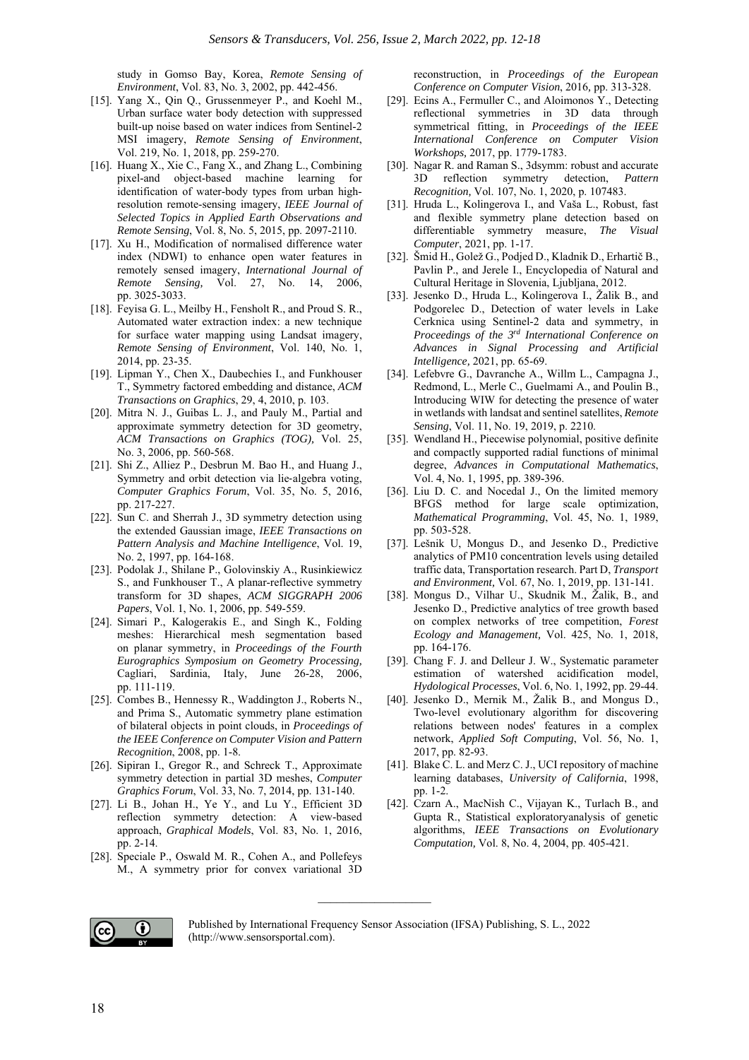study in Gomso Bay, Korea, *Remote Sensing of Environment*, Vol. 83, No. 3, 2002, pp. 442-456.

[15]. Yang X., Qin Q., Grussenmeyer P., and Koehl M., Urban surface water body detection with suppressed built-up noise based on water indices from Sentinel-2 MSI imagery, *Remote Sensing of Environment*, Vol. 219, No. 1, 2018, pp. 259-270.

[16]. Huang X., Xie C., Fang X., and Zhang L., Combining pixel-and object-based machine learning for identification of water-body types from urban high-resolution remote-sensing imagery, *IEEE Journal of Selected Topics in Applied Earth Observations and Remote Sensing*, Vol. 8, No. 5, 2015, pp. 2097-2110.

[17]. Xu H., Modification of normalised difference water index (NDWI) to enhance open water features in remotely sensed imagery, *International Journal of Remote Sensing,* Vol. 27, No. 14, 2006, pp. 3025-3033.

[18]. Feyisa G. L., Meilby H., Fensholt R., and Proud S. R., Automated water extraction index: a new technique for surface water mapping using Landsat imagery, *Remote Sensing of Environment*, Vol. 140, No. 1, 2014, pp. 23-35.

[19]. Lipman Y., Chen X., Daubechies I., and Funkhouser T., Symmetry factored embedding and distance, *ACM Transactions on Graphics*, 29, 4, 2010, p. 103.

[20]. Mitra N. J., Guibas L. J., and Pauly M., Partial and approximate symmetry detection for 3D geometry, *ACM Transactions on Graphics (TOG),* Vol. 25, No. 3, 2006, pp. 560-568.

[21]. Shi Z., Alliez P., Desbrun M. Bao H., and Huang J., Symmetry and orbit detection via lie-algebra voting, *Computer Graphics Forum*, Vol. 35, No. 5, 2016, pp. 217-227.

[22]. Sun C. and Sherrah J., 3D symmetry detection using the extended Gaussian image, *IEEE Transactions on Pattern Analysis and Machine Intelligence*, Vol. 19, No. 2, 1997, pp. 164-168.

[23]. Podolak J., Shilane P., Golovinskiy A., Rusinkiewicz S., and Funkhouser T., A planar-reflective symmetry transform for 3D shapes, *ACM SIGGRAPH 2006 Papers*, Vol. 1, No. 1, 2006, pp. 549-559.

[24]. Simari P., Kalogerakis E., and Singh K., Folding meshes: Hierarchical mesh segmentation based on planar symmetry, in *Proceedings of the Fourth Eurographics Symposium on Geometry Processing,* Cagliari, Sardinia, Italy, June 26-28, 2006, pp. 111-119.

[25]. Combes B., Hennessy R., Waddington J., Roberts N., and Prima S., Automatic symmetry plane estimation of bilateral objects in point clouds, in *Proceedings of the IEEE Conference on Computer Vision and Pattern Recognition*, 2008, pp. 1-8.

[26]. Sipiran I., Gregor R., and Schreck T., Approximate symmetry detection in partial 3D meshes, *Computer Graphics Forum*, Vol. 33, No. 7, 2014, pp. 131-140.

[27]. Li B., Johan H., Ye Y., and Lu Y., Efficient 3D reflection symmetry detection: A view-based approach, *Graphical Models*, Vol. 83, No. 1, 2016, pp. 2-14.

[28]. Speciale P., Oswald M. R., Cohen A., and Pollefeys M., A symmetry prior for convex variational 3D reconstruction, in *Proceedings of the European Conference on Computer Vision*, 2016, pp. 313-328.

[29]. Ecins A., Fermuller C., and Aloimonos Y., Detecting reflectional symmetries in 3D data through symmetrical fitting, in *Proceedings of the IEEE International Conference on Computer Vision Workshops,* 2017, pp. 1779-1783.

[30]. Nagar R. and Raman S., 3dsymm: robust and accurate 3D reflection symmetry detection, *Pattern Recognition,* Vol. 107, No. 1, 2020, p. 107483.

[31]. Hruda L., Kolingerova I., and Vaša L., Robust, fast and flexible symmetry plane detection based on differentiable symmetry measure, *The Visual Computer*, 2021, pp. 1-17.

[32]. Šmid H., Golež G., Podjed D., Kladnik D., Erhartič B., Pavlin P., and Jerele I., Encyclopedia of Natural and Cultural Heritage in Slovenia, Ljubljana, 2012.

[33]. Jesenko D., Hruda L., Kolingerova I., Žalik B., and Podgorelec D., Detection of water levels in Lake Cerknica using Sentinel-2 data and symmetry, in *Proceedings of the 3rd International Conference on Advances in Signal Processing and Artificial Intelligence*, 2021, pp. 65-69.

[34]. Lefebvre G., Davranche A., Willm L., Campagna J., Redmond, L., Merle C., Guelmami A., and Poulin B., Introducing WIW for detecting the presence of water in wetlands with landsat and sentinel satellites, *Remote Sensing*, Vol. 11, No. 19, 2019, p. 2210.

[35]. Wendland H., Piecewise polynomial, positive definite and compactly supported radial functions of minimal degree, *Advances in Computational Mathematics*, Vol. 4, No. 1, 1995, pp. 389-396.

[36]. Liu D. C. and Nocedal J., On the limited memory BFGS method for large scale optimization, *Mathematical Programming*, Vol. 45, No. 1, 1989, pp. 503-528.

[37]. Lešnik U, Mongus D., and Jesenko D., Predictive analytics of PM10 concentration levels using detailed traffic data, Transportation research. Part D, *Transport and Environment,* Vol. 67, No. 1, 2019, pp. 131-141.

[38]. Mongus D., Vilhar U., Skudnik M., Žalik, B., and Jesenko D., Predictive analytics of tree growth based on complex networks of tree competition, *Forest Ecology and Management,* Vol. 425, No. 1, 2018, pp. 164-176.

[39]. Chang F. J. and Delleur J. W., Systematic parameter estimation of watershed acidification model, *Hydrological Processes*, Vol. 6, No. 1, 1992, pp. 29-44.

[40]. Jesenko D., Mernik M., Žalik B., and Mongus D., Two-level evolutionary algorithm for discovering relations between nodes' features in a complex network, *Applied Soft Computing*, Vol. 56, No. 1, 2017, pp. 82-93.

[41]. Blake C. L. and Merz C. J., UCI repository of machine learning databases, *University of California*, 1998, pp. 1-2.

[42]. Czarn A., MacNish C., Vijayan K., Turlach B., and Gupta R., Statistical exploratoryanalysis of genetic algorithms, *IEEE Transactions on Evolutionary Computation*, Vol. 8, No. 4, 2004, pp. 405-421.

---

Published by International Frequency Sensor Association (IFSA) Publishing, S. L., 2022 (http://www.sensorsportal.com).